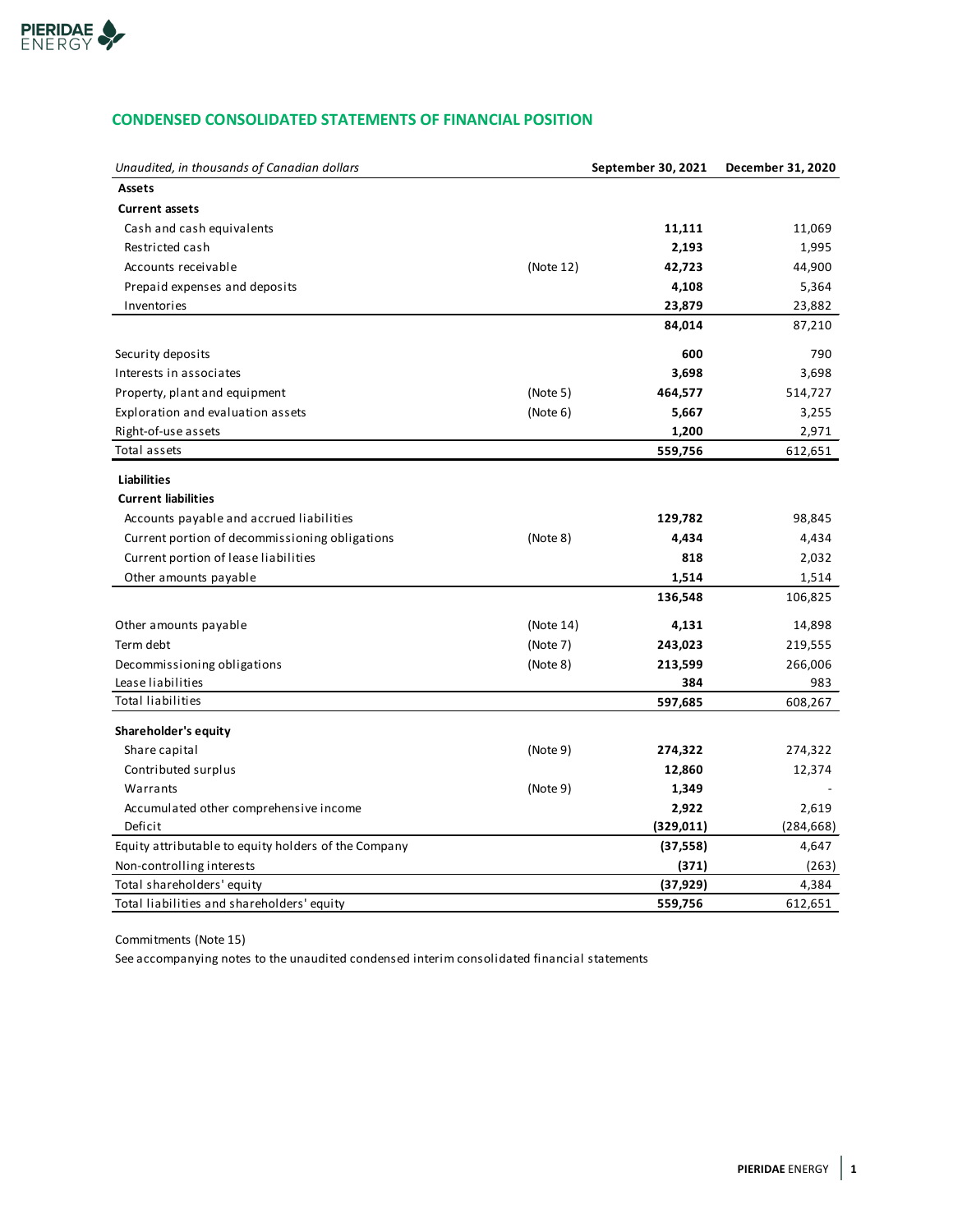## CONDENSED CONSOLIDATED STATEMENTS OF FINANCIAL POSITION

| *Unaudited, in thousands of Canadian dollars* | | September 30, 2021 | December 31, 2020 |
|---|---|---|---|
| **Assets** | | | |
| **Current assets** | | | |
| Cash and cash equivalents | | **11,111** | 11,069 |
| Restricted cash | | **2,193** | 1,995 |
| Accounts receivable | (Note 12) | **42,723** | 44,900 |
| Prepaid expenses and deposits | | **4,108** | 5,364 |
| Inventories | | **23,879** | 23,882 |
| | | **84,014** | 87,210 |
| Security deposits | | **600** | 790 |
| Interests in associates | | **3,698** | 3,698 |
| Property, plant and equipment | (Note 5) | **464,577** | 514,727 |
| Exploration and evaluation assets | (Note 6) | **5,667** | 3,255 |
| Right-of-use assets | | **1,200** | 2,971 |
| Total assets | | **559,756** | 612,651 |
| **Liabilities** | | | |
| **Current liabilities** | | | |
| Accounts payable and accrued liabilities | | **129,782** | 98,845 |
| Current portion of decommissioning obligations | (Note 8) | **4,434** | 4,434 |
| Current portion of lease liabilities | | **818** | 2,032 |
| Other amounts payable | | **1,514** | 1,514 |
| | | **136,548** | 106,825 |
| Other amounts payable | (Note 14) | **4,131** | 14,898 |
| Term debt | (Note 7) | **243,023** | 219,555 |
| Decommissioning obligations | (Note 8) | **213,599** | 266,006 |
| Lease liabilities | | **384** | 983 |
| Total liabilities | | **597,685** | 608,267 |
| **Shareholder's equity** | | | |
| Share capital | (Note 9) | **274,322** | 274,322 |
| Contributed surplus | | **12,860** | 12,374 |
| Warrants | (Note 9) | **1,349** | - |
| Accumulated other comprehensive income | | **2,922** | 2,619 |
| Deficit | | **(329,011)** | (284,668) |
| Equity attributable to equity holders of the Company | | **(37,558)** | 4,647 |
| Non-controlling interests | | **(371)** | (263) |
| Total shareholders' equity | | **(37,929)** | 4,384 |
| Total liabilities and shareholders' equity | | **559,756** | 612,651 |

Commitments (Note 15)

See accompanying notes to the unaudited condensed interim consolidated financial statements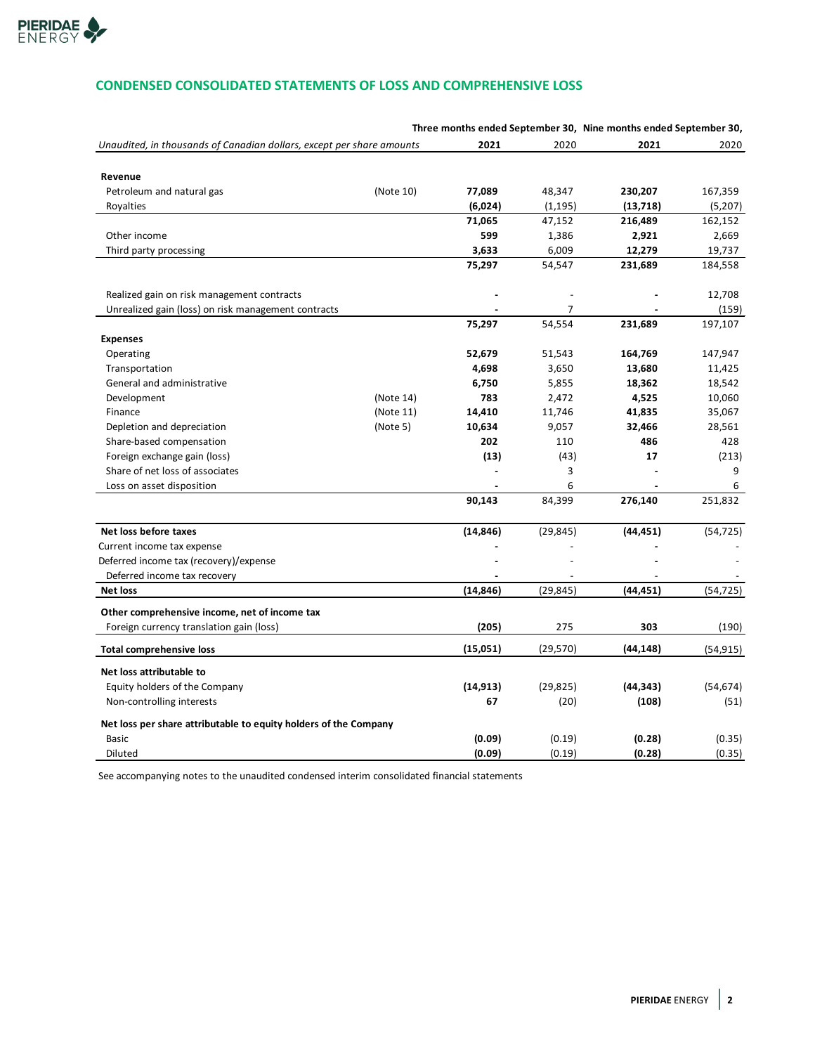## CONDENSED CONSOLIDATED STATEMENTS OF LOSS AND COMPREHENSIVE LOSS

| *Unaudited, in thousands of Canadian dollars, except per share amounts* | | Three months ended September 30, 2021 | Three months ended September 30, 2020 | Nine months ended September 30, 2021 | Nine months ended September 30, 2020 |
|---|---|---|---|---|---|
| **Revenue** | | | | | |
| Petroleum and natural gas | (Note 10) | **77,089** | 48,347 | **230,207** | 167,359 |
| Royalties | | **(6,024)** | (1,195) | **(13,718)** | (5,207) |
| | | **71,065** | 47,152 | **216,489** | 162,152 |
| Other income | | **599** | 1,386 | **2,921** | 2,669 |
| Third party processing | | **3,633** | 6,009 | **12,279** | 19,737 |
| | | **75,297** | 54,547 | **231,689** | 184,558 |
| Realized gain on risk management contracts | | **-** | - | **-** | 12,708 |
| Unrealized gain (loss) on risk management contracts | | **-** | 7 | **-** | (159) |
| | | **75,297** | 54,554 | **231,689** | 197,107 |
| **Expenses** | | | | | |
| Operating | | **52,679** | 51,543 | **164,769** | 147,947 |
| Transportation | | **4,698** | 3,650 | **13,680** | 11,425 |
| General and administrative | | **6,750** | 5,855 | **18,362** | 18,542 |
| Development | (Note 14) | **783** | 2,472 | **4,525** | 10,060 |
| Finance | (Note 11) | **14,410** | 11,746 | **41,835** | 35,067 |
| Depletion and depreciation | (Note 5) | **10,634** | 9,057 | **32,466** | 28,561 |
| Share-based compensation | | **202** | 110 | **486** | 428 |
| Foreign exchange gain (loss) | | **(13)** | (43) | **17** | (213) |
| Share of net loss of associates | | **-** | 3 | **-** | 9 |
| Loss on asset disposition | | **-** | 6 | **-** | 6 |
| | | **90,143** | 84,399 | **276,140** | 251,832 |
| **Net loss before taxes** | | **(14,846)** | (29,845) | **(44,451)** | (54,725) |
| Current income tax expense | | **-** | - | **-** | - |
| Deferred income tax (recovery)/expense | | **-** | - | **-** | - |
| Deferred income tax recovery | | **-** | - | - | - |
| **Net loss** | | **(14,846)** | (29,845) | **(44,451)** | (54,725) |
| **Other comprehensive income, net of income tax** | | | | | |
| Foreign currency translation gain (loss) | | **(205)** | 275 | **303** | (190) |
| **Total comprehensive loss** | | **(15,051)** | (29,570) | **(44,148)** | (54,915) |
| **Net loss attributable to** | | | | | |
| Equity holders of the Company | | **(14,913)** | (29,825) | **(44,343)** | (54,674) |
| Non-controlling interests | | **67** | (20) | **(108)** | (51) |
| **Net loss per share attributable to equity holders of the Company** | | | | | |
| Basic | | **(0.09)** | (0.19) | **(0.28)** | (0.35) |
| Diluted | | **(0.09)** | (0.19) | **(0.28)** | (0.35) |

See accompanying notes to the unaudited condensed interim consolidated financial statements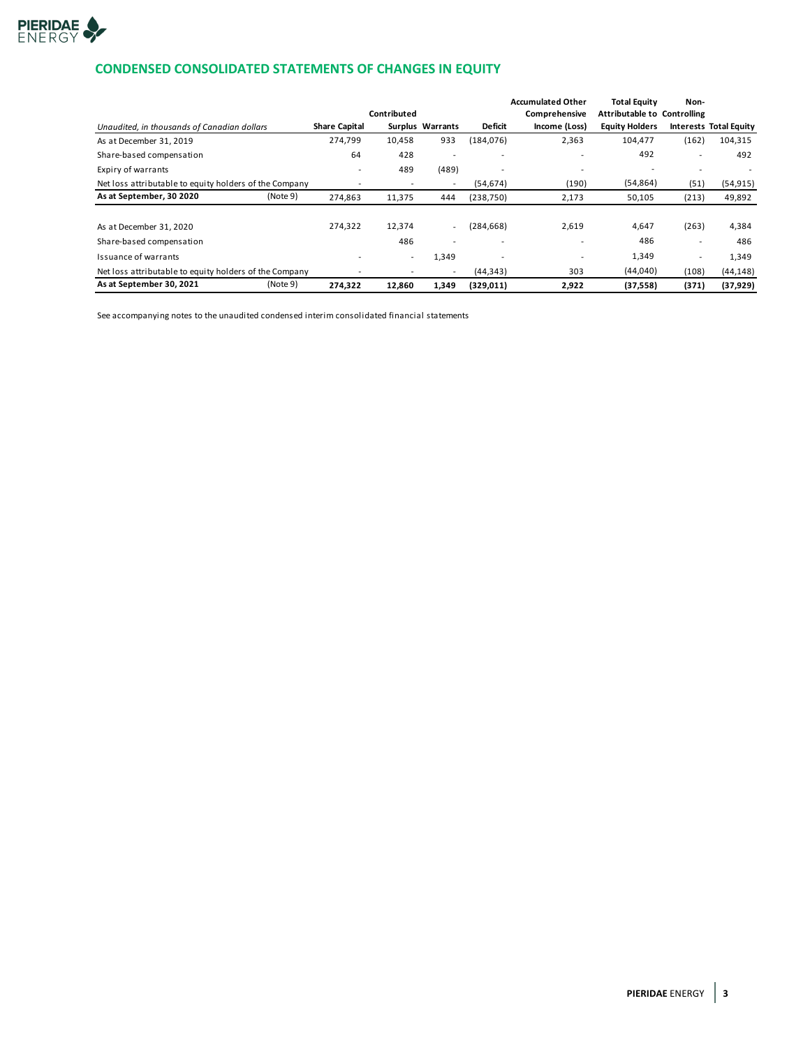## CONDENSED CONSOLIDATED STATEMENTS OF CHANGES IN EQUITY

| *Unaudited, in thousands of Canadian dollars* | | Share Capital | Contributed Surplus | Warrants | Deficit | Accumulated Other Comprehensive Income (Loss) | Total Equity Attributable to Equity Holders | Non-Controlling Interests | Total Equity |
|---|---|---|---|---|---|---|---|---|---|
| As at December 31, 2019 | | 274,799 | 10,458 | 933 | (184,076) | 2,363 | 104,477 | (162) | 104,315 |
| Share-based compensation | | 64 | 428 | - | - | - | 492 | - | 492 |
| Expiry of warrants | | - | 489 | (489) | - | - | - | - | - |
| Net loss attributable to equity holders of the Company | | - | - | - | (54,674) | (190) | (54,864) | (51) | (54,915) |
| **As at September, 30 2020** | (Note 9) | 274,863 | 11,375 | 444 | (238,750) | 2,173 | 50,105 | (213) | 49,892 |
| | | | | | | | | | |
| As at December 31, 2020 | | 274,322 | 12,374 | - | (284,668) | 2,619 | 4,647 | (263) | 4,384 |
| Share-based compensation | | | 486 | - | - | - | 486 | - | 486 |
| Issuance of warrants | | - | - | 1,349 | - | - | 1,349 | - | 1,349 |
| Net loss attributable to equity holders of the Company | | - | - | - | (44,343) | 303 | (44,040) | (108) | (44,148) |
| **As at September 30, 2021** | (Note 9) | **274,322** | **12,860** | **1,349** | **(329,011)** | **2,922** | **(37,558)** | **(371)** | **(37,929)** |

See accompanying notes to the unaudited condensed interim consolidated financial statements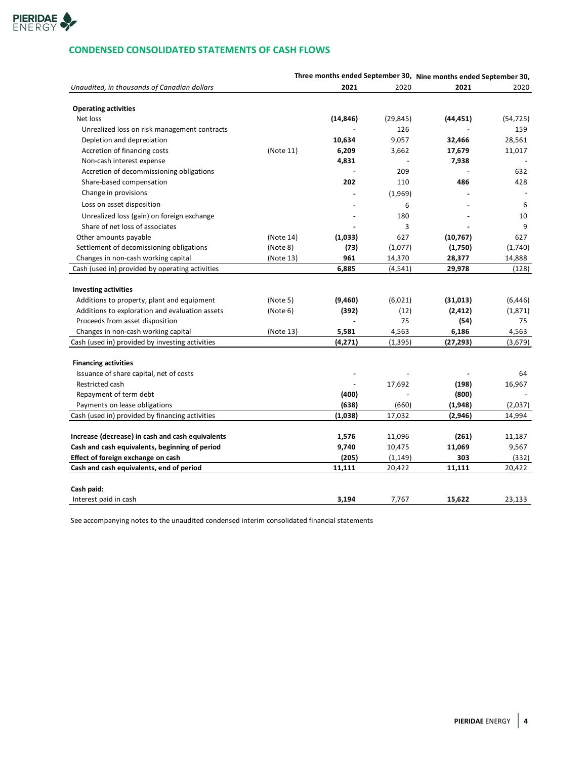## CONDENSED CONSOLIDATED STATEMENTS OF CASH FLOWS

| *Unaudited, in thousands of Canadian dollars* | | Three months ended September 30, 2021 | 2020 | Nine months ended September 30, 2021 | 2020 |
|---|---|---|---|---|---|
| **Operating activities** | | | | | |
| Net loss | | **(14,846)** | (29,845) | **(44,451)** | (54,725) |
| Unrealized loss on risk management contracts | | **-** | 126 | **-** | 159 |
| Depletion and depreciation | | **10,634** | 9,057 | **32,466** | 28,561 |
| Accretion of financing costs | (Note 11) | **6,209** | 3,662 | **17,679** | 11,017 |
| Non-cash interest expense | | **4,831** | - | **7,938** | - |
| Accretion of decommissioning obligations | | **-** | 209 | **-** | 632 |
| Share-based compensation | | **202** | 110 | **486** | 428 |
| Change in provisions | | **-** | (1,969) | **-** | - |
| Loss on asset disposition | | **-** | 6 | **-** | 6 |
| Unrealized loss (gain) on foreign exchange | | **-** | 180 | **-** | 10 |
| Share of net loss of associates | | **-** | 3 | **-** | 9 |
| Other amounts payable | (Note 14) | **(1,033)** | 627 | **(10,767)** | 627 |
| Settlement of decomissioning obligations | (Note 8) | **(73)** | (1,077) | **(1,750)** | (1,740) |
| Changes in non-cash working capital | (Note 13) | **961** | 14,370 | **28,377** | 14,888 |
| Cash (used in) provided by operating activities | | **6,885** | (4,541) | **29,978** | (128) |
| **Investing activities** | | | | | |
| Additions to property, plant and equipment | (Note 5) | **(9,460)** | (6,021) | **(31,013)** | (6,446) |
| Additions to exploration and evaluation assets | (Note 6) | **(392)** | (12) | **(2,412)** | (1,871) |
| Proceeds from asset disposition | | **-** | 75 | **(54)** | 75 |
| Changes in non-cash working capital | (Note 13) | **5,581** | 4,563 | **6,186** | 4,563 |
| Cash (used in) provided by investing activities | | **(4,271)** | (1,395) | **(27,293)** | (3,679) |
| **Financing activities** | | | | | |
| Issuance of share capital, net of costs | | **-** | - | **-** | 64 |
| Restricted cash | | **-** | 17,692 | **(198)** | 16,967 |
| Repayment of term debt | | **(400)** | - | **(800)** | - |
| Payments on lease obligations | | **(638)** | (660) | **(1,948)** | (2,037) |
| Cash (used in) provided by financing activities | | **(1,038)** | 17,032 | **(2,946)** | 14,994 |
| **Increase (decrease) in cash and cash equivalents** | | **1,576** | 11,096 | **(261)** | 11,187 |
| **Cash and cash equivalents, beginning of period** | | **9,740** | 10,475 | **11,069** | 9,567 |
| **Effect of foreign exchange on cash** | | **(205)** | (1,149) | **303** | (332) |
| **Cash and cash equivalents, end of period** | | **11,111** | 20,422 | **11,111** | 20,422 |
| **Cash paid:** | | | | | |
| Interest paid in cash | | **3,194** | 7,767 | **15,622** | 23,133 |

See accompanying notes to the unaudited condensed interim consolidated financial statements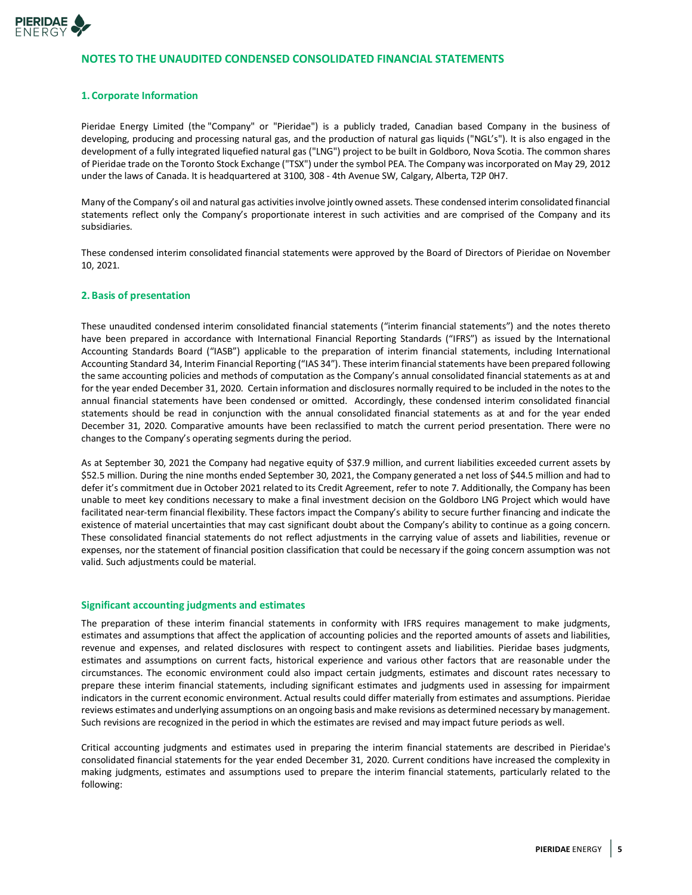# NOTES TO THE UNAUDITED CONDENSED CONSOLIDATED FINANCIAL STATEMENTS

## 1. Corporate Information

Pieridae Energy Limited (the "Company" or "Pieridae") is a publicly traded, Canadian based Company in the business of developing, producing and processing natural gas, and the production of natural gas liquids ("NGL's"). It is also engaged in the development of a fully integrated liquefied natural gas ("LNG") project to be built in Goldboro, Nova Scotia. The common shares of Pieridae trade on the Toronto Stock Exchange ("TSX") under the symbol PEA. The Company was incorporated on May 29, 2012 under the laws of Canada. It is headquartered at 3100, 308 - 4th Avenue SW, Calgary, Alberta, T2P 0H7.

Many of the Company's oil and natural gas activities involve jointly owned assets. These condensed interim consolidated financial statements reflect only the Company's proportionate interest in such activities and are comprised of the Company and its subsidiaries.

These condensed interim consolidated financial statements were approved by the Board of Directors of Pieridae on November 10, 2021.

## 2. Basis of presentation

These unaudited condensed interim consolidated financial statements ("interim financial statements") and the notes thereto have been prepared in accordance with International Financial Reporting Standards ("IFRS") as issued by the International Accounting Standards Board ("IASB") applicable to the preparation of interim financial statements, including International Accounting Standard 34, Interim Financial Reporting ("IAS 34"). These interim financial statements have been prepared following the same accounting policies and methods of computation as the Company's annual consolidated financial statements as at and for the year ended December 31, 2020. Certain information and disclosures normally required to be included in the notes to the annual financial statements have been condensed or omitted. Accordingly, these condensed interim consolidated financial statements should be read in conjunction with the annual consolidated financial statements as at and for the year ended December 31, 2020. Comparative amounts have been reclassified to match the current period presentation. There were no changes to the Company's operating segments during the period.

As at September 30, 2021 the Company had negative equity of $37.9 million, and current liabilities exceeded current assets by $52.5 million. During the nine months ended September 30, 2021, the Company generated a net loss of $44.5 million and had to defer it's commitment due in October 2021 related to its Credit Agreement, refer to note 7. Additionally, the Company has been unable to meet key conditions necessary to make a final investment decision on the Goldboro LNG Project which would have facilitated near-term financial flexibility. These factors impact the Company's ability to secure further financing and indicate the existence of material uncertainties that may cast significant doubt about the Company's ability to continue as a going concern. These consolidated financial statements do not reflect adjustments in the carrying value of assets and liabilities, revenue or expenses, nor the statement of financial position classification that could be necessary if the going concern assumption was not valid. Such adjustments could be material.

### Significant accounting judgments and estimates

The preparation of these interim financial statements in conformity with IFRS requires management to make judgments, estimates and assumptions that affect the application of accounting policies and the reported amounts of assets and liabilities, revenue and expenses, and related disclosures with respect to contingent assets and liabilities. Pieridae bases judgments, estimates and assumptions on current facts, historical experience and various other factors that are reasonable under the circumstances. The economic environment could also impact certain judgments, estimates and discount rates necessary to prepare these interim financial statements, including significant estimates and judgments used in assessing for impairment indicators in the current economic environment. Actual results could differ materially from estimates and assumptions. Pieridae reviews estimates and underlying assumptions on an ongoing basis and make revisions as determined necessary by management. Such revisions are recognized in the period in which the estimates are revised and may impact future periods as well.

Critical accounting judgments and estimates used in preparing the interim financial statements are described in Pieridae's consolidated financial statements for the year ended December 31, 2020. Current conditions have increased the complexity in making judgments, estimates and assumptions used to prepare the interim financial statements, particularly related to the following: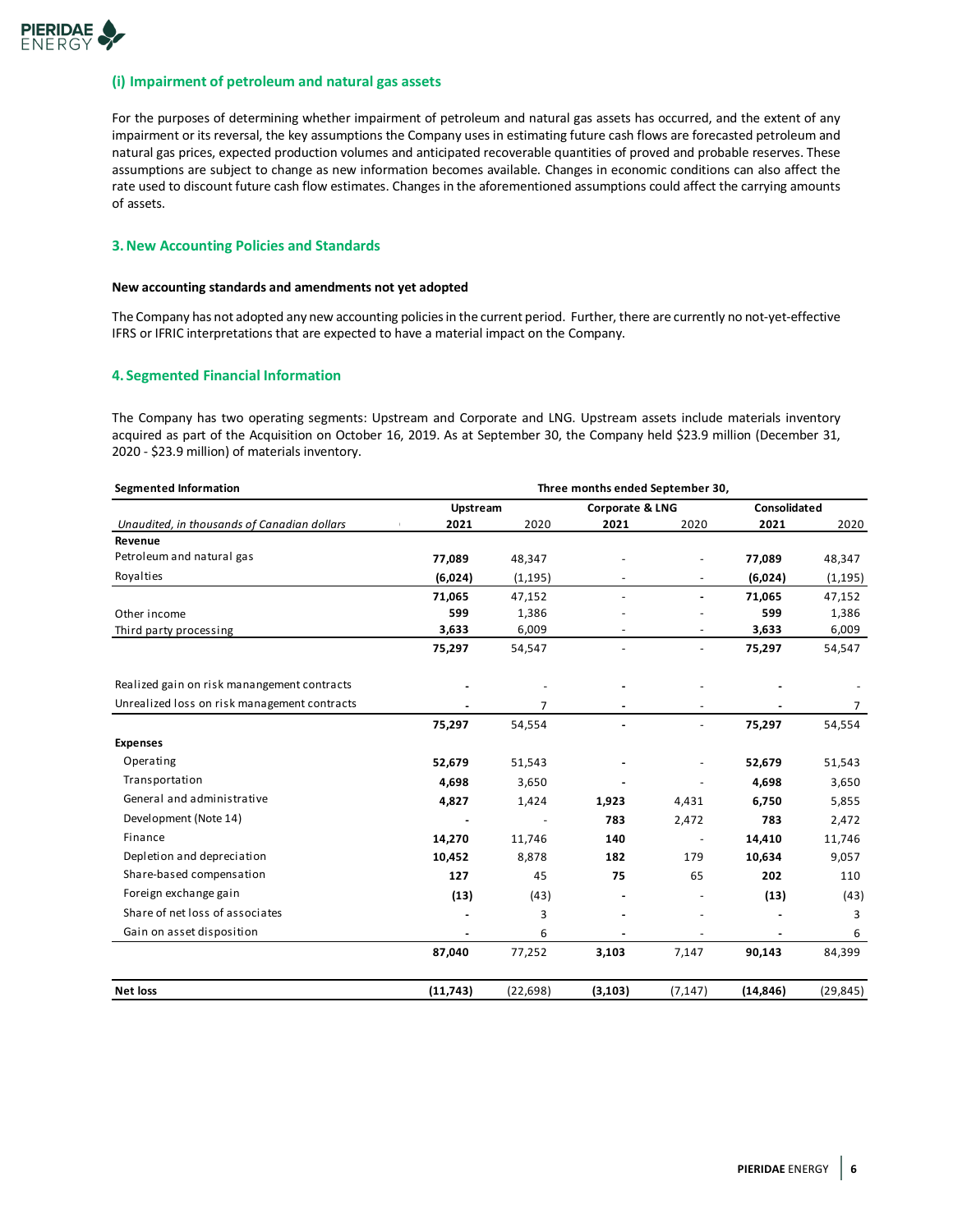### (i) Impairment of petroleum and natural gas assets

For the purposes of determining whether impairment of petroleum and natural gas assets has occurred, and the extent of any impairment or its reversal, the key assumptions the Company uses in estimating future cash flows are forecasted petroleum and natural gas prices, expected production volumes and anticipated recoverable quantities of proved and probable reserves. These assumptions are subject to change as new information becomes available. Changes in economic conditions can also affect the rate used to discount future cash flow estimates. Changes in the aforementioned assumptions could affect the carrying amounts of assets.

## 3. New Accounting Policies and Standards

**New accounting standards and amendments not yet adopted**

The Company has not adopted any new accounting policies in the current period. Further, there are currently no not-yet-effective IFRS or IFRIC interpretations that are expected to have a material impact on the Company.

## 4. Segmented Financial Information

The Company has two operating segments: Upstream and Corporate and LNG. Upstream assets include materials inventory acquired as part of the Acquisition on October 16, 2019. As at September 30, the Company held $23.9 million (December 31, 2020 - $23.9 million) of materials inventory.

| **Segmented Information** | **Three months ended September 30,** | | | | | |
|---|---|---|---|---|---|---|
| | **Upstream** | | **Corporate & LNG** | | **Consolidated** | |
| *Unaudited, in thousands of Canadian dollars* | **2021** | 2020 | **2021** | 2020 | **2021** | 2020 |
| **Revenue** | | | | | | |
| Petroleum and natural gas | **77,089** | 48,347 | - | - | **77,089** | 48,347 |
| Royalties | **(6,024)** | (1,195) | - | - | **(6,024)** | (1,195) |
| | **71,065** | 47,152 | - | **-** | **71,065** | 47,152 |
| Other income | **599** | 1,386 | - | - | **599** | 1,386 |
| Third party processing | **3,633** | 6,009 | - | - | **3,633** | 6,009 |
| | **75,297** | 54,547 | - | - | **75,297** | 54,547 |
| Realized gain on risk manangement contracts | **-** | - | **-** | - | **-** | - |
| Unrealized loss on risk management contracts | **-** | 7 | **-** | - | **-** | 7 |
| | **75,297** | 54,554 | **-** | - | **75,297** | 54,554 |
| **Expenses** | | | | | | |
| Operating | **52,679** | 51,543 | **-** | - | **52,679** | 51,543 |
| Transportation | **4,698** | 3,650 | **-** | - | **4,698** | 3,650 |
| General and administrative | **4,827** | 1,424 | **1,923** | 4,431 | **6,750** | 5,855 |
| Development (Note 14) | **-** | - | **783** | 2,472 | **783** | 2,472 |
| Finance | **14,270** | 11,746 | **140** | - | **14,410** | 11,746 |
| Depletion and depreciation | **10,452** | 8,878 | **182** | 179 | **10,634** | 9,057 |
| Share-based compensation | **127** | 45 | **75** | 65 | **202** | 110 |
| Foreign exchange gain | **(13)** | (43) | **-** | - | **(13)** | (43) |
| Share of net loss of associates | **-** | 3 | **-** | - | **-** | 3 |
| Gain on asset disposition | **-** | 6 | **-** | - | **-** | 6 |
| | **87,040** | 77,252 | **3,103** | 7,147 | **90,143** | 84,399 |
| **Net loss** | **(11,743)** | (22,698) | **(3,103)** | (7,147) | **(14,846)** | (29,845) |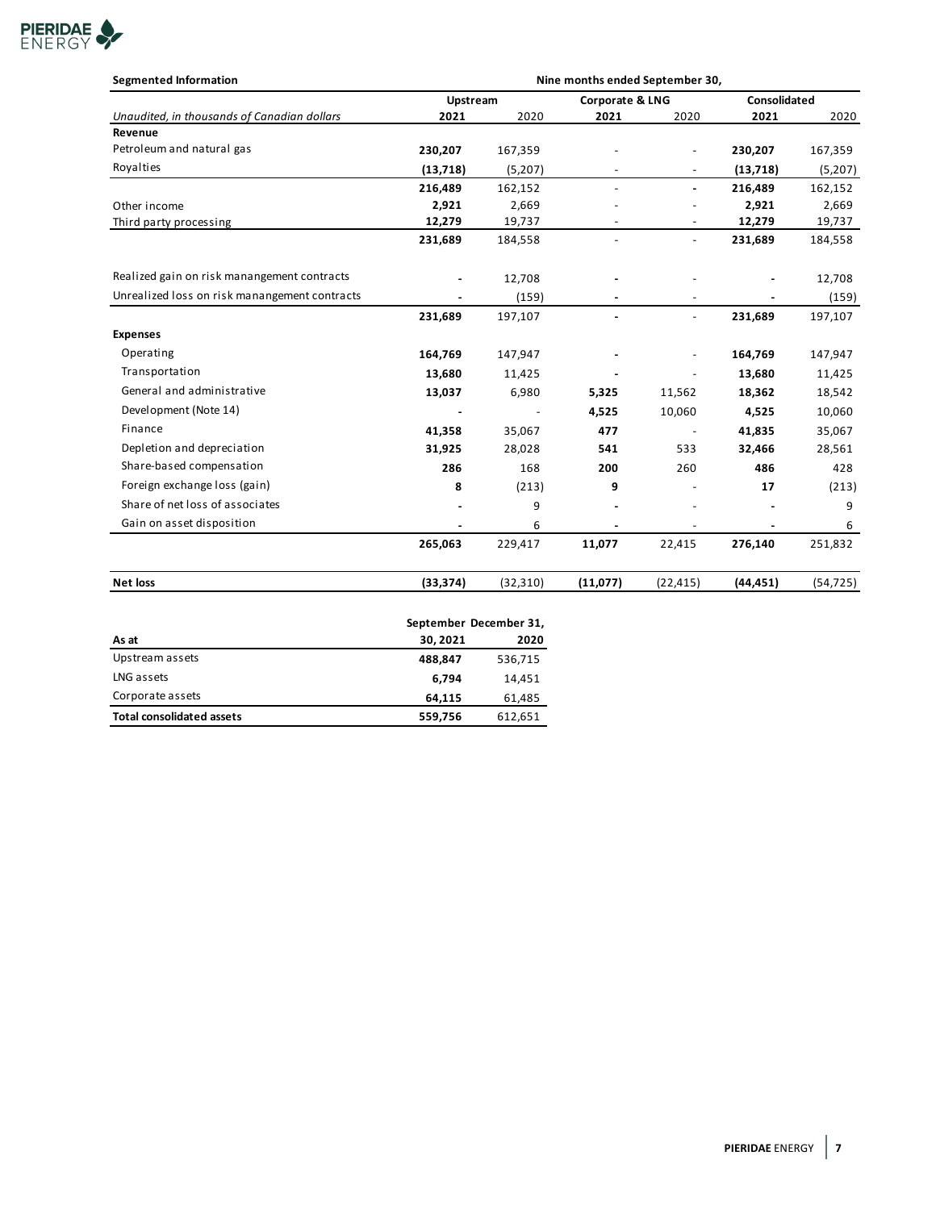| Segmented Information | Nine months ended September 30, | | | | | |
|---|---|---|---|---|---|---|
| | Upstream | | Corporate & LNG | | Consolidated | |
| *Unaudited, in thousands of Canadian dollars* | **2021** | 2020 | **2021** | 2020 | **2021** | 2020 |
| **Revenue** | | | | | | |
| Petroleum and natural gas | **230,207** | 167,359 | - | - | **230,207** | 167,359 |
| Royalties | **(13,718)** | (5,207) | - | - | **(13,718)** | (5,207) |
| | **216,489** | 162,152 | - | **-** | **216,489** | 162,152 |
| Other income | **2,921** | 2,669 | - | - | **2,921** | 2,669 |
| Third party processing | **12,279** | 19,737 | - | - | **12,279** | 19,737 |
| | **231,689** | 184,558 | - | - | **231,689** | 184,558 |
| Realized gain on risk manangement contracts | **-** | 12,708 | **-** | - | **-** | 12,708 |
| Unrealized loss on risk manangement contracts | **-** | (159) | **-** | - | **-** | (159) |
| | **231,689** | 197,107 | **-** | - | **231,689** | 197,107 |
| **Expenses** | | | | | | |
| Operating | **164,769** | 147,947 | **-** | - | **164,769** | 147,947 |
| Transportation | **13,680** | 11,425 | **-** | - | **13,680** | 11,425 |
| General and administrative | **13,037** | 6,980 | **5,325** | 11,562 | **18,362** | 18,542 |
| Development (Note 14) | **-** | - | **4,525** | 10,060 | **4,525** | 10,060 |
| Finance | **41,358** | 35,067 | **477** | - | **41,835** | 35,067 |
| Depletion and depreciation | **31,925** | 28,028 | **541** | 533 | **32,466** | 28,561 |
| Share-based compensation | **286** | 168 | **200** | 260 | **486** | 428 |
| Foreign exchange loss (gain) | **8** | (213) | **9** | - | **17** | (213) |
| Share of net loss of associates | **-** | 9 | **-** | - | **-** | 9 |
| Gain on asset disposition | **-** | 6 | **-** | - | **-** | 6 |
| | **265,063** | 229,417 | **11,077** | 22,415 | **276,140** | 251,832 |
| **Net loss** | **(33,374)** | (32,310) | **(11,077)** | (22,415) | **(44,451)** | (54,725) |

| As at | September 30, 2021 | December 31, 2020 |
|---|---|---|
| Upstream assets | **488,847** | 536,715 |
| LNG assets | **6,794** | 14,451 |
| Corporate assets | **64,115** | 61,485 |
| **Total consolidated assets** | **559,756** | 612,651 |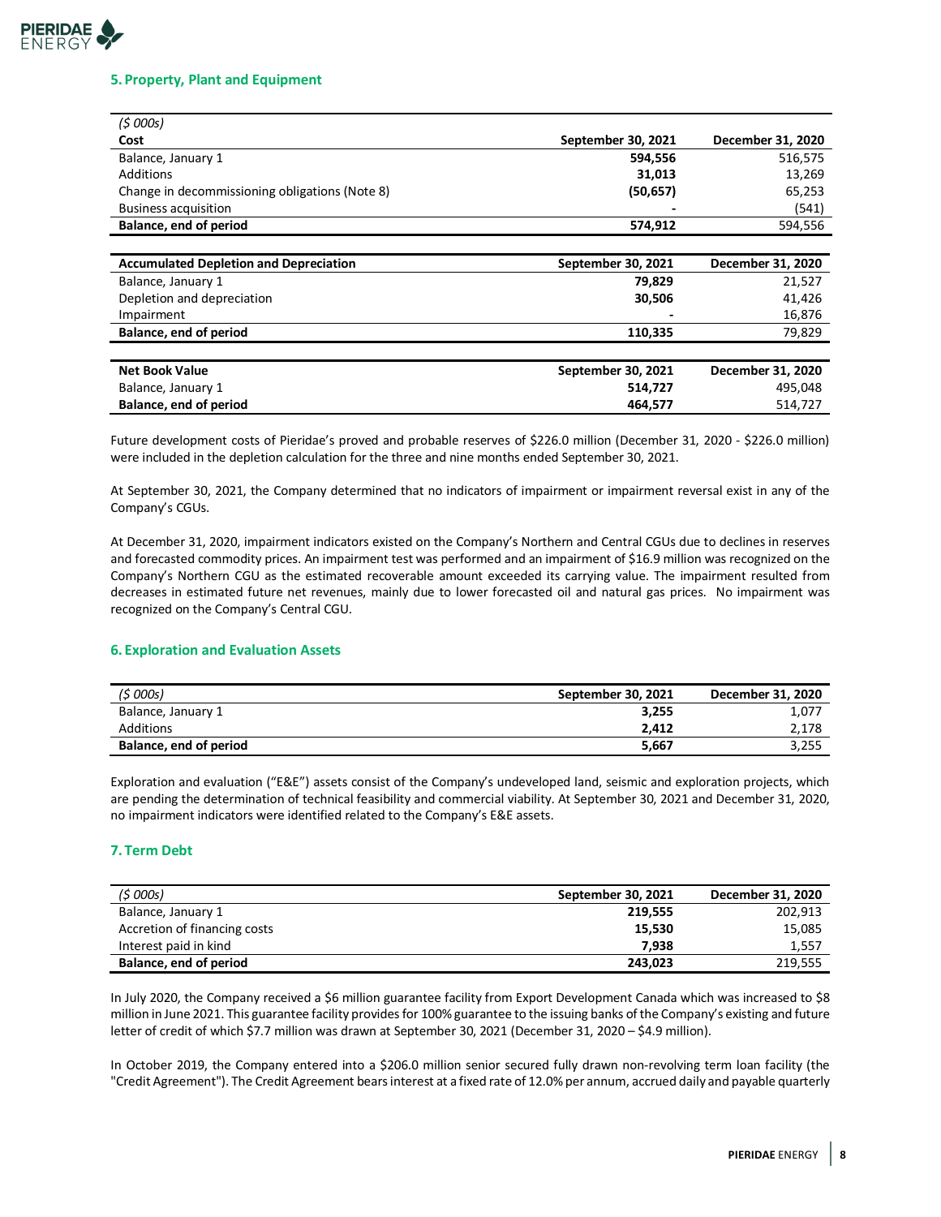## 5. Property, Plant and Equipment

| *($ 000s)*<br>**Cost** | **September 30, 2021** | **December 31, 2020** |
|---|---|---|
| Balance, January 1 | **594,556** | 516,575 |
| Additions | **31,013** | 13,269 |
| Change in decommissioning obligations (Note 8) | **(50,657)** | 65,253 |
| Business acquisition | **-** | (541) |
| **Balance, end of period** | **574,912** | 594,556 |

| **Accumulated Depletion and Depreciation** | **September 30, 2021** | **December 31, 2020** |
|---|---|---|
| Balance, January 1 | **79,829** | 21,527 |
| Depletion and depreciation | **30,506** | 41,426 |
| Impairment | **-** | 16,876 |
| **Balance, end of period** | **110,335** | 79,829 |

| **Net Book Value** | **September 30, 2021** | **December 31, 2020** |
|---|---|---|
| Balance, January 1 | **514,727** | 495,048 |
| **Balance, end of period** | **464,577** | 514,727 |

Future development costs of Pieridae's proved and probable reserves of $226.0 million (December 31, 2020 - $226.0 million) were included in the depletion calculation for the three and nine months ended September 30, 2021.

At September 30, 2021, the Company determined that no indicators of impairment or impairment reversal exist in any of the Company's CGUs.

At December 31, 2020, impairment indicators existed on the Company's Northern and Central CGUs due to declines in reserves and forecasted commodity prices. An impairment test was performed and an impairment of $16.9 million was recognized on the Company's Northern CGU as the estimated recoverable amount exceeded its carrying value. The impairment resulted from decreases in estimated future net revenues, mainly due to lower forecasted oil and natural gas prices. No impairment was recognized on the Company's Central CGU.

## 6. Exploration and Evaluation Assets

| *($ 000s)* | **September 30, 2021** | **December 31, 2020** |
|---|---|---|
| Balance, January 1 | **3,255** | 1,077 |
| Additions | **2,412** | 2,178 |
| **Balance, end of period** | **5,667** | 3,255 |

Exploration and evaluation ("E&E") assets consist of the Company's undeveloped land, seismic and exploration projects, which are pending the determination of technical feasibility and commercial viability. At September 30, 2021 and December 31, 2020, no impairment indicators were identified related to the Company's E&E assets.

## 7. Term Debt

| *($ 000s)* | **September 30, 2021** | **December 31, 2020** |
|---|---|---|
| Balance, January 1 | **219,555** | 202,913 |
| Accretion of financing costs | **15,530** | 15,085 |
| Interest paid in kind | **7,938** | 1,557 |
| **Balance, end of period** | **243,023** | 219,555 |

In July 2020, the Company received a $6 million guarantee facility from Export Development Canada which was increased to $8 million in June 2021. This guarantee facility provides for 100% guarantee to the issuing banks of the Company's existing and future letter of credit of which $7.7 million was drawn at September 30, 2021 (December 31, 2020 – $4.9 million).

In October 2019, the Company entered into a $206.0 million senior secured fully drawn non-revolving term loan facility (the "Credit Agreement"). The Credit Agreement bears interest at a fixed rate of 12.0% per annum, accrued daily and payable quarterly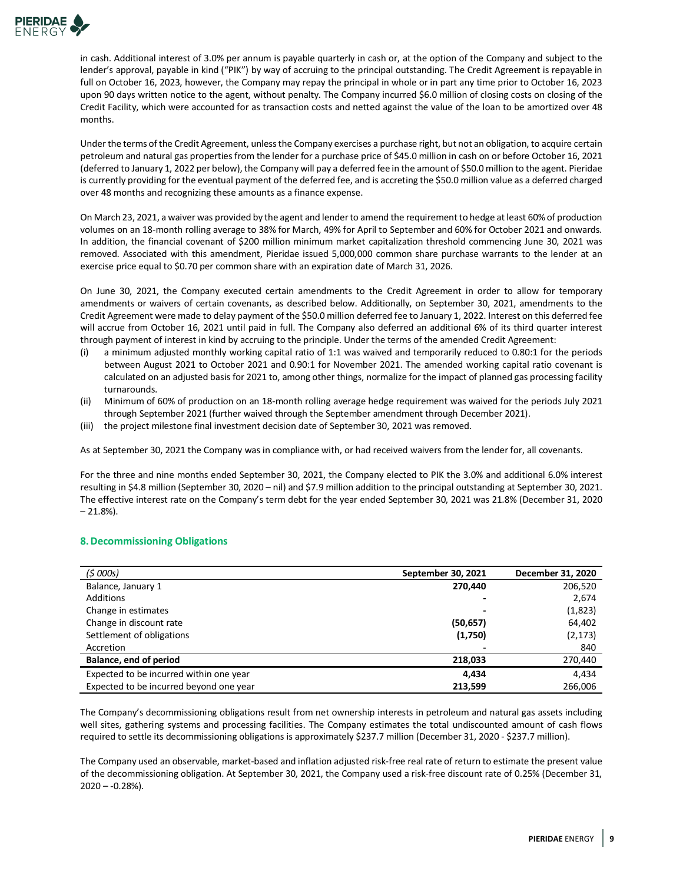in cash. Additional interest of 3.0% per annum is payable quarterly in cash or, at the option of the Company and subject to the lender's approval, payable in kind ("PIK") by way of accruing to the principal outstanding. The Credit Agreement is repayable in full on October 16, 2023, however, the Company may repay the principal in whole or in part any time prior to October 16, 2023 upon 90 days written notice to the agent, without penalty. The Company incurred $6.0 million of closing costs on closing of the Credit Facility, which were accounted for as transaction costs and netted against the value of the loan to be amortized over 48 months.

Under the terms of the Credit Agreement, unless the Company exercises a purchase right, but not an obligation, to acquire certain petroleum and natural gas properties from the lender for a purchase price of $45.0 million in cash on or before October 16, 2021 (deferred to January 1, 2022 per below), the Company will pay a deferred fee in the amount of $50.0 million to the agent. Pieridae is currently providing for the eventual payment of the deferred fee, and is accreting the $50.0 million value as a deferred charged over 48 months and recognizing these amounts as a finance expense.

On March 23, 2021, a waiver was provided by the agent and lender to amend the requirement to hedge at least 60% of production volumes on an 18-month rolling average to 38% for March, 49% for April to September and 60% for October 2021 and onwards. In addition, the financial covenant of $200 million minimum market capitalization threshold commencing June 30, 2021 was removed. Associated with this amendment, Pieridae issued 5,000,000 common share purchase warrants to the lender at an exercise price equal to $0.70 per common share with an expiration date of March 31, 2026.

On June 30, 2021, the Company executed certain amendments to the Credit Agreement in order to allow for temporary amendments or waivers of certain covenants, as described below. Additionally, on September 30, 2021, amendments to the Credit Agreement were made to delay payment of the $50.0 million deferred fee to January 1, 2022. Interest on this deferred fee will accrue from October 16, 2021 until paid in full. The Company also deferred an additional 6% of its third quarter interest through payment of interest in kind by accruing to the principle. Under the terms of the amended Credit Agreement:

(i) a minimum adjusted monthly working capital ratio of 1:1 was waived and temporarily reduced to 0.80:1 for the periods between August 2021 to October 2021 and 0.90:1 for November 2021. The amended working capital ratio covenant is calculated on an adjusted basis for 2021 to, among other things, normalize for the impact of planned gas processing facility turnarounds.
(ii) Minimum of 60% of production on an 18-month rolling average hedge requirement was waived for the periods July 2021 through September 2021 (further waived through the September amendment through December 2021).
(iii) the project milestone final investment decision date of September 30, 2021 was removed.

As at September 30, 2021 the Company was in compliance with, or had received waivers from the lender for, all covenants.

For the three and nine months ended September 30, 2021, the Company elected to PIK the 3.0% and additional 6.0% interest resulting in $4.8 million (September 30, 2020 – nil) and $7.9 million addition to the principal outstanding at September 30, 2021. The effective interest rate on the Company's term debt for the year ended September 30, 2021 was 21.8% (December 31, 2020 – 21.8%).

## 8. Decommissioning Obligations

| *($ 000s)* | **September 30, 2021** | **December 31, 2020** |
|---|---|---|
| Balance, January 1 | **270,440** | 206,520 |
| Additions | **-** | 2,674 |
| Change in estimates | **-** | (1,823) |
| Change in discount rate | **(50,657)** | 64,402 |
| Settlement of obligations | **(1,750)** | (2,173) |
| Accretion | **-** | 840 |
| **Balance, end of period** | **218,033** | 270,440 |
| Expected to be incurred within one year | **4,434** | 4,434 |
| Expected to be incurred beyond one year | **213,599** | 266,006 |

The Company's decommissioning obligations result from net ownership interests in petroleum and natural gas assets including well sites, gathering systems and processing facilities. The Company estimates the total undiscounted amount of cash flows required to settle its decommissioning obligations is approximately $237.7 million (December 31, 2020 - $237.7 million).

The Company used an observable, market-based and inflation adjusted risk-free real rate of return to estimate the present value of the decommissioning obligation. At September 30, 2021, the Company used a risk-free discount rate of 0.25% (December 31, 2020 – -0.28%).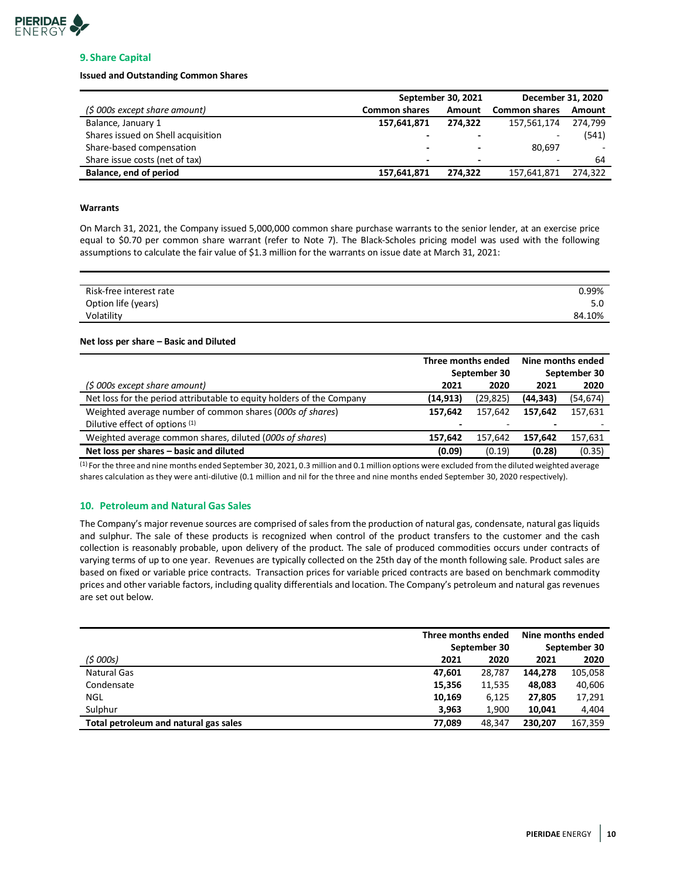## 9. Share Capital

**Issued and Outstanding Common Shares**

| | September 30, 2021 | | December 31, 2020 | |
|---|---|---|---|---|
| *($ 000s except share amount)* | **Common shares** | **Amount** | **Common shares** | **Amount** |
| Balance, January 1 | **157,641,871** | **274,322** | 157,561,174 | 274,799 |
| Shares issued on Shell acquisition | **-** | **-** | - | (541) |
| Share-based compensation | **-** | **-** | 80,697 | - |
| Share issue costs (net of tax) | **-** | **-** | - | 64 |
| **Balance, end of period** | **157,641,871** | **274,322** | 157,641,871 | 274,322 |

**Warrants**

On March 31, 2021, the Company issued 5,000,000 common share purchase warrants to the senior lender, at an exercise price equal to $0.70 per common share warrant (refer to Note 7). The Black-Scholes pricing model was used with the following assumptions to calculate the fair value of $1.3 million for the warrants on issue date at March 31, 2021:

| | |
|---|---|
| Risk-free interest rate | 0.99% |
| Option life (years) | 5.0 |
| Volatility | 84.10% |

**Net loss per share – Basic and Diluted**

| | Three months ended September 30 | | Nine months ended September 30 | |
|---|---|---|---|---|
| *($ 000s except share amount)* | **2021** | **2020** | **2021** | **2020** |
| Net loss for the period attributable to equity holders of the Company | **(14,913)** | (29,825) | **(44,343)** | (54,674) |
| Weighted average number of common shares (*000s of shares*) | **157,642** | 157,642 | **157,642** | 157,631 |
| Dilutive effect of options [(1)] | **-** | - | **-** | - |
| Weighted average common shares, diluted (*000s of shares*) | **157,642** | 157,642 | **157,642** | 157,631 |
| **Net loss per shares – basic and diluted** | **(0.09)** | (0.19) | **(0.28)** | (0.35) |

[(1)] For the three and nine months ended September 30, 2021, 0.3 million and 0.1 million options were excluded from the diluted weighted average shares calculation as they were anti-dilutive (0.1 million and nil for the three and nine months ended September 30, 2020 respectively).

## 10. Petroleum and Natural Gas Sales

The Company's major revenue sources are comprised of sales from the production of natural gas, condensate, natural gas liquids and sulphur. The sale of these products is recognized when control of the product transfers to the customer and the cash collection is reasonably probable, upon delivery of the product. The sale of produced commodities occurs under contracts of varying terms of up to one year. Revenues are typically collected on the 25th day of the month following sale. Product sales are based on fixed or variable price contracts. Transaction prices for variable priced contracts are based on benchmark commodity prices and other variable factors, including quality differentials and location. The Company's petroleum and natural gas revenues are set out below.

| | Three months ended September 30 | | Nine months ended September 30 | |
|---|---|---|---|---|
| *($ 000s)* | **2021** | **2020** | **2021** | **2020** |
| Natural Gas | **47,601** | 28,787 | **144,278** | 105,058 |
| Condensate | **15,356** | 11,535 | **48,083** | 40,606 |
| NGL | **10,169** | 6,125 | **27,805** | 17,291 |
| Sulphur | **3,963** | 1,900 | **10,041** | 4,404 |
| **Total petroleum and natural gas sales** | **77,089** | 48,347 | **230,207** | 167,359 |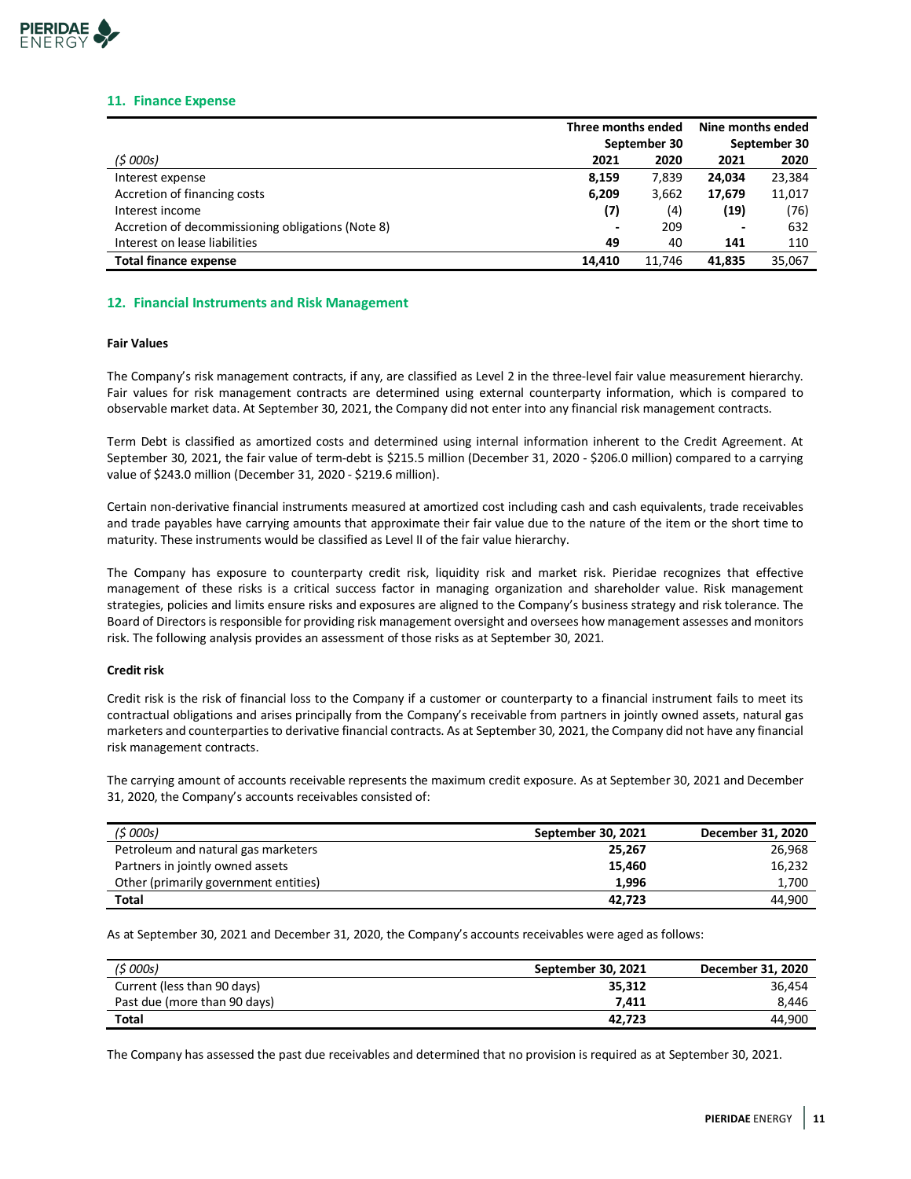## 11. Finance Expense

| ($ 000s) | Three months ended September 30 | | Nine months ended September 30 | |
|---|---|---|---|---|
| | **2021** | **2020** | **2021** | **2020** |
| Interest expense | **8,159** | 7,839 | **24,034** | 23,384 |
| Accretion of financing costs | **6,209** | 3,662 | **17,679** | 11,017 |
| Interest income | **(7)** | (4) | **(19)** | (76) |
| Accretion of decommissioning obligations (Note 8) | **-** | 209 | **-** | 632 |
| Interest on lease liabilities | **49** | 40 | **141** | 110 |
| **Total finance expense** | **14,410** | 11,746 | **41,835** | 35,067 |

## 12. Financial Instruments and Risk Management

**Fair Values**

The Company's risk management contracts, if any, are classified as Level 2 in the three-level fair value measurement hierarchy. Fair values for risk management contracts are determined using external counterparty information, which is compared to observable market data. At September 30, 2021, the Company did not enter into any financial risk management contracts.

Term Debt is classified as amortized costs and determined using internal information inherent to the Credit Agreement. At September 30, 2021, the fair value of term-debt is $215.5 million (December 31, 2020 - $206.0 million) compared to a carrying value of $243.0 million (December 31, 2020 - $219.6 million).

Certain non-derivative financial instruments measured at amortized cost including cash and cash equivalents, trade receivables and trade payables have carrying amounts that approximate their fair value due to the nature of the item or the short time to maturity. These instruments would be classified as Level II of the fair value hierarchy.

The Company has exposure to counterparty credit risk, liquidity risk and market risk. Pieridae recognizes that effective management of these risks is a critical success factor in managing organization and shareholder value. Risk management strategies, policies and limits ensure risks and exposures are aligned to the Company's business strategy and risk tolerance. The Board of Directors is responsible for providing risk management oversight and oversees how management assesses and monitors risk. The following analysis provides an assessment of those risks as at September 30, 2021.

**Credit risk**

Credit risk is the risk of financial loss to the Company if a customer or counterparty to a financial instrument fails to meet its contractual obligations and arises principally from the Company's receivable from partners in jointly owned assets, natural gas marketers and counterparties to derivative financial contracts. As at September 30, 2021, the Company did not have any financial risk management contracts.

The carrying amount of accounts receivable represents the maximum credit exposure. As at September 30, 2021 and December 31, 2020, the Company's accounts receivables consisted of:

| ($ 000s) | September 30, 2021 | December 31, 2020 |
|---|---|---|
| Petroleum and natural gas marketers | **25,267** | 26,968 |
| Partners in jointly owned assets | **15,460** | 16,232 |
| Other (primarily government entities) | **1,996** | 1,700 |
| **Total** | **42,723** | 44,900 |

As at September 30, 2021 and December 31, 2020, the Company's accounts receivables were aged as follows:

| ($ 000s) | September 30, 2021 | December 31, 2020 |
|---|---|---|
| Current (less than 90 days) | **35,312** | 36,454 |
| Past due (more than 90 days) | **7,411** | 8,446 |
| **Total** | **42,723** | 44,900 |

The Company has assessed the past due receivables and determined that no provision is required as at September 30, 2021.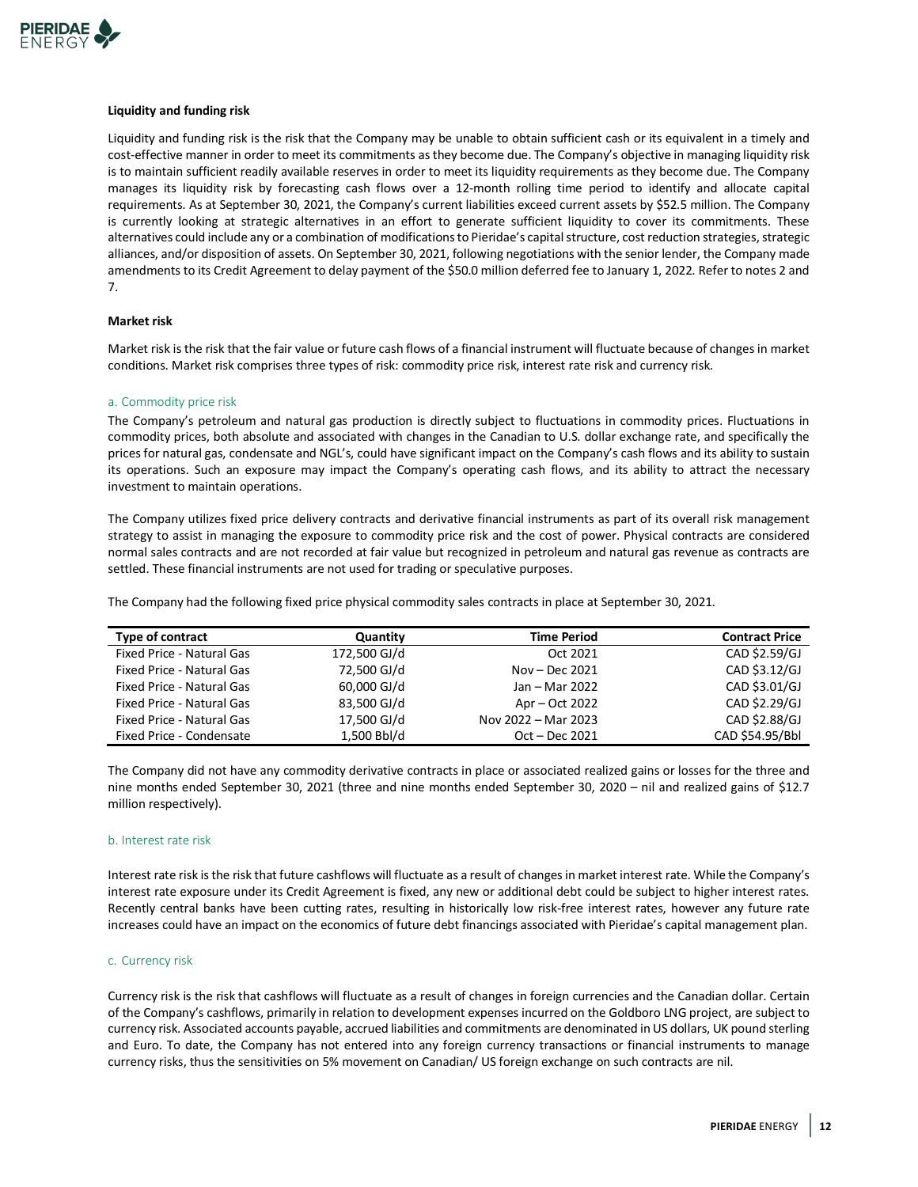**Liquidity and funding risk**

Liquidity and funding risk is the risk that the Company may be unable to obtain sufficient cash or its equivalent in a timely and cost-effective manner in order to meet its commitments as they become due. The Company's objective in managing liquidity risk is to maintain sufficient readily available reserves in order to meet its liquidity requirements as they become due. The Company manages its liquidity risk by forecasting cash flows over a 12-month rolling time period to identify and allocate capital requirements. As at September 30, 2021, the Company's current liabilities exceed current assets by $52.5 million. The Company is currently looking at strategic alternatives in an effort to generate sufficient liquidity to cover its commitments. These alternatives could include any or a combination of modifications to Pieridae's capital structure, cost reduction strategies, strategic alliances, and/or disposition of assets. On September 30, 2021, following negotiations with the senior lender, the Company made amendments to its Credit Agreement to delay payment of the $50.0 million deferred fee to January 1, 2022. Refer to notes 2 and 7.

**Market risk**

Market risk is the risk that the fair value or future cash flows of a financial instrument will fluctuate because of changes in market conditions. Market risk comprises three types of risk: commodity price risk, interest rate risk and currency risk.

a. Commodity price risk

The Company's petroleum and natural gas production is directly subject to fluctuations in commodity prices. Fluctuations in commodity prices, both absolute and associated with changes in the Canadian to U.S. dollar exchange rate, and specifically the prices for natural gas, condensate and NGL's, could have significant impact on the Company's cash flows and its ability to sustain its operations. Such an exposure may impact the Company's operating cash flows, and its ability to attract the necessary investment to maintain operations.

The Company utilizes fixed price delivery contracts and derivative financial instruments as part of its overall risk management strategy to assist in managing the exposure to commodity price risk and the cost of power. Physical contracts are considered normal sales contracts and are not recorded at fair value but recognized in petroleum and natural gas revenue as contracts are settled. These financial instruments are not used for trading or speculative purposes.

The Company had the following fixed price physical commodity sales contracts in place at September 30, 2021.

| Type of contract | Quantity | Time Period | Contract Price |
|---|---|---|---|
| Fixed Price - Natural Gas | 172,500 GJ/d | Oct 2021 | CAD $2.59/GJ |
| Fixed Price - Natural Gas | 72,500 GJ/d | Nov – Dec 2021 | CAD $3.12/GJ |
| Fixed Price - Natural Gas | 60,000 GJ/d | Jan – Mar 2022 | CAD $3.01/GJ |
| Fixed Price - Natural Gas | 83,500 GJ/d | Apr – Oct 2022 | CAD $2.29/GJ |
| Fixed Price - Natural Gas | 17,500 GJ/d | Nov 2022 – Mar 2023 | CAD $2.88/GJ |
| Fixed Price - Condensate | 1,500 Bbl/d | Oct – Dec 2021 | CAD $54.95/Bbl |

The Company did not have any commodity derivative contracts in place or associated realized gains or losses for the three and nine months ended September 30, 2021 (three and nine months ended September 30, 2020 – nil and realized gains of $12.7 million respectively).

b. Interest rate risk

Interest rate risk is the risk that future cashflows will fluctuate as a result of changes in market interest rate. While the Company's interest rate exposure under its Credit Agreement is fixed, any new or additional debt could be subject to higher interest rates. Recently central banks have been cutting rates, resulting in historically low risk-free interest rates, however any future rate increases could have an impact on the economics of future debt financings associated with Pieridae's capital management plan.

c. Currency risk

Currency risk is the risk that cashflows will fluctuate as a result of changes in foreign currencies and the Canadian dollar. Certain of the Company's cashflows, primarily in relation to development expenses incurred on the Goldboro LNG project, are subject to currency risk. Associated accounts payable, accrued liabilities and commitments are denominated in US dollars, UK pound sterling and Euro. To date, the Company has not entered into any foreign currency transactions or financial instruments to manage currency risks, thus the sensitivities on 5% movement on Canadian/ US foreign exchange on such contracts are nil.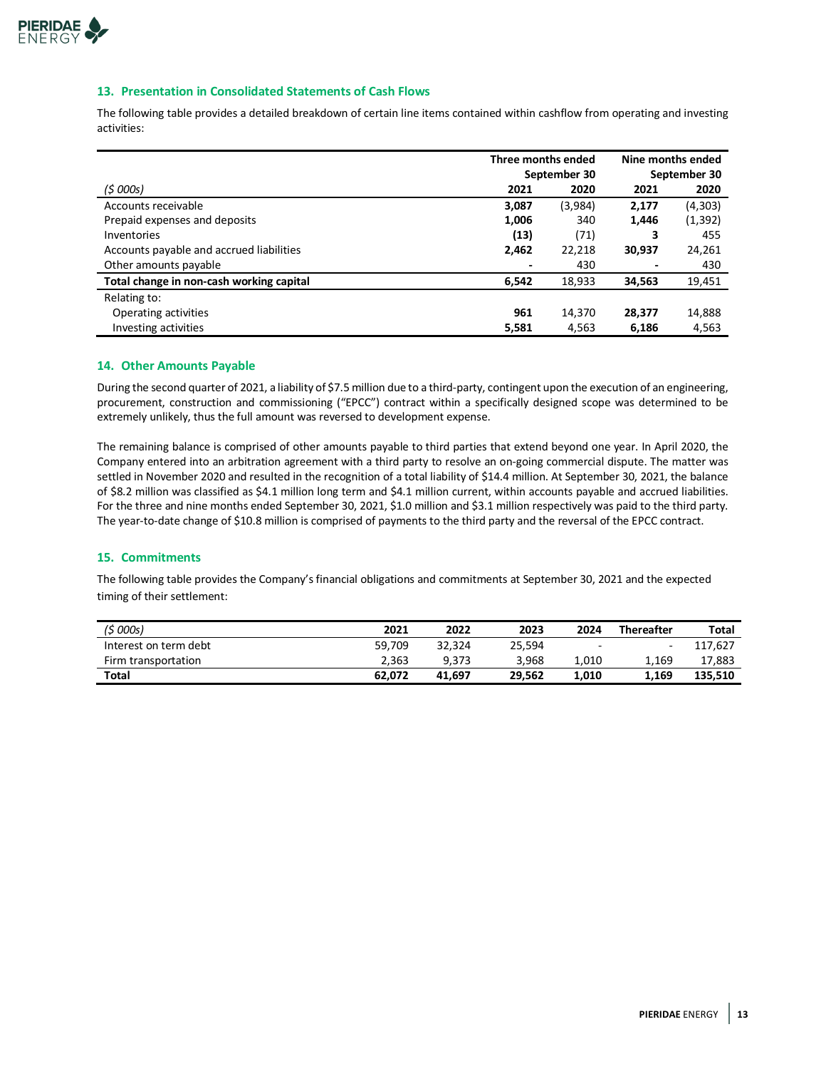## 13. Presentation in Consolidated Statements of Cash Flows

The following table provides a detailed breakdown of certain line items contained within cashflow from operating and investing activities:

| | Three months ended September 30 | | Nine months ended September 30 | |
|---|---|---|---|---|
| *($ 000s)* | **2021** | **2020** | **2021** | **2020** |
| Accounts receivable | **3,087** | (3,984) | **2,177** | (4,303) |
| Prepaid expenses and deposits | **1,006** | 340 | **1,446** | (1,392) |
| Inventories | **(13)** | (71) | **3** | 455 |
| Accounts payable and accrued liabilities | **2,462** | 22,218 | **30,937** | 24,261 |
| Other amounts payable | **-** | 430 | **-** | 430 |
| **Total change in non-cash working capital** | **6,542** | 18,933 | **34,563** | 19,451 |
| Relating to: | | | | |
| Operating activities | **961** | 14,370 | **28,377** | 14,888 |
| Investing activities | **5,581** | 4,563 | **6,186** | 4,563 |

## 14. Other Amounts Payable

During the second quarter of 2021, a liability of $7.5 million due to a third-party, contingent upon the execution of an engineering, procurement, construction and commissioning ("EPCC") contract within a specifically designed scope was determined to be extremely unlikely, thus the full amount was reversed to development expense.

The remaining balance is comprised of other amounts payable to third parties that extend beyond one year. In April 2020, the Company entered into an arbitration agreement with a third party to resolve an on-going commercial dispute. The matter was settled in November 2020 and resulted in the recognition of a total liability of $14.4 million. At September 30, 2021, the balance of $8.2 million was classified as $4.1 million long term and $4.1 million current, within accounts payable and accrued liabilities. For the three and nine months ended September 30, 2021, $1.0 million and $3.1 million respectively was paid to the third party. The year-to-date change of $10.8 million is comprised of payments to the third party and the reversal of the EPCC contract.

## 15. Commitments

The following table provides the Company's financial obligations and commitments at September 30, 2021 and the expected timing of their settlement:

| *($ 000s)* | 2021 | 2022 | 2023 | 2024 | Thereafter | Total |
|---|---|---|---|---|---|---|
| Interest on term debt | 59,709 | 32,324 | 25,594 | - | - | 117,627 |
| Firm transportation | 2,363 | 9,373 | 3,968 | 1,010 | 1,169 | 17,883 |
| **Total** | **62,072** | **41,697** | **29,562** | **1,010** | **1,169** | **135,510** |